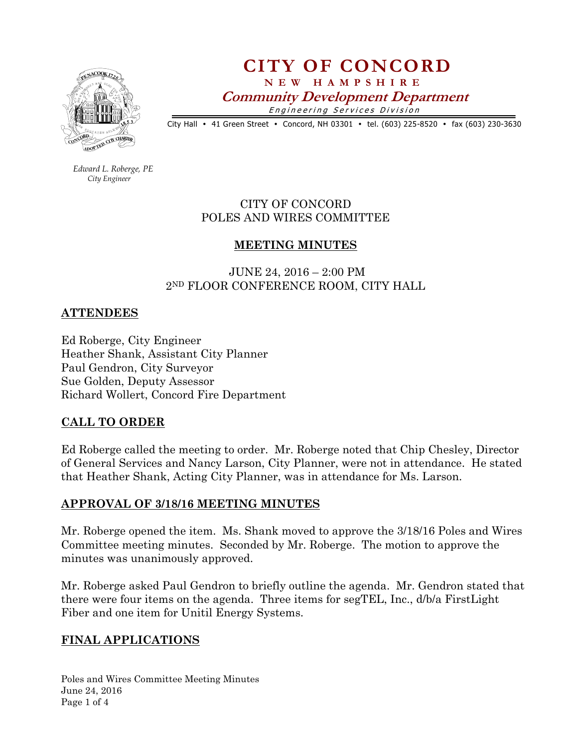# CITY OF CONCORD

**NEW HAMPSHIRE**

***Community Development Department***

*Engineering Services Division*

City Hall • 41 Green Street • Concord, NH 03301 • tel. (603) 225-8520 • fax (603) 230-3630

*Edward L. Roberge, PE*
*City Engineer*

CITY OF CONCORD
POLES AND WIRES COMMITTEE

## MEETING MINUTES

JUNE 24, 2016 – 2:00 PM
2ND FLOOR CONFERENCE ROOM, CITY HALL

## ATTENDEES

Ed Roberge, City Engineer
Heather Shank, Assistant City Planner
Paul Gendron, City Surveyor
Sue Golden, Deputy Assessor
Richard Wollert, Concord Fire Department

## CALL TO ORDER

Ed Roberge called the meeting to order. Mr. Roberge noted that Chip Chesley, Director of General Services and Nancy Larson, City Planner, were not in attendance. He stated that Heather Shank, Acting City Planner, was in attendance for Ms. Larson.

## APPROVAL OF 3/18/16 MEETING MINUTES

Mr. Roberge opened the item. Ms. Shank moved to approve the 3/18/16 Poles and Wires Committee meeting minutes. Seconded by Mr. Roberge. The motion to approve the minutes was unanimously approved.

Mr. Roberge asked Paul Gendron to briefly outline the agenda. Mr. Gendron stated that there were four items on the agenda. Three items for segTEL, Inc., d/b/a FirstLight Fiber and one item for Unitil Energy Systems.

## FINAL APPLICATIONS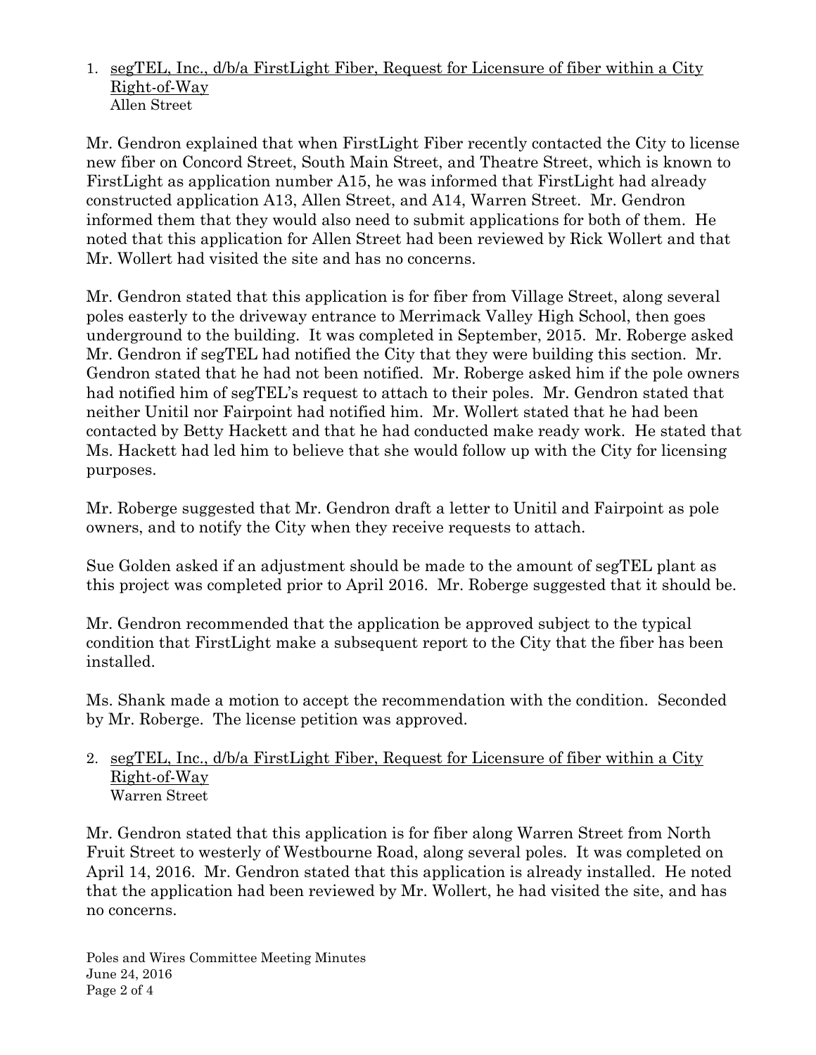1. <u>segTEL, Inc., d/b/a FirstLight Fiber, Request for Licensure of fiber within a City Right-of-Way</u>
   Allen Street

Mr. Gendron explained that when FirstLight Fiber recently contacted the City to license new fiber on Concord Street, South Main Street, and Theatre Street, which is known to FirstLight as application number A15, he was informed that FirstLight had already constructed application A13, Allen Street, and A14, Warren Street. Mr. Gendron informed them that they would also need to submit applications for both of them. He noted that this application for Allen Street had been reviewed by Rick Wollert and that Mr. Wollert had visited the site and has no concerns.

Mr. Gendron stated that this application is for fiber from Village Street, along several poles easterly to the driveway entrance to Merrimack Valley High School, then goes underground to the building. It was completed in September, 2015. Mr. Roberge asked Mr. Gendron if segTEL had notified the City that they were building this section. Mr. Gendron stated that he had not been notified. Mr. Roberge asked him if the pole owners had notified him of segTEL's request to attach to their poles. Mr. Gendron stated that neither Unitil nor Fairpoint had notified him. Mr. Wollert stated that he had been contacted by Betty Hackett and that he had conducted make ready work. He stated that Ms. Hackett had led him to believe that she would follow up with the City for licensing purposes.

Mr. Roberge suggested that Mr. Gendron draft a letter to Unitil and Fairpoint as pole owners, and to notify the City when they receive requests to attach.

Sue Golden asked if an adjustment should be made to the amount of segTEL plant as this project was completed prior to April 2016. Mr. Roberge suggested that it should be.

Mr. Gendron recommended that the application be approved subject to the typical condition that FirstLight make a subsequent report to the City that the fiber has been installed.

Ms. Shank made a motion to accept the recommendation with the condition. Seconded by Mr. Roberge. The license petition was approved.

2. <u>segTEL, Inc., d/b/a FirstLight Fiber, Request for Licensure of fiber within a City Right-of-Way</u>
   Warren Street

Mr. Gendron stated that this application is for fiber along Warren Street from North Fruit Street to westerly of Westbourne Road, along several poles. It was completed on April 14, 2016. Mr. Gendron stated that this application is already installed. He noted that the application had been reviewed by Mr. Wollert, he had visited the site, and has no concerns.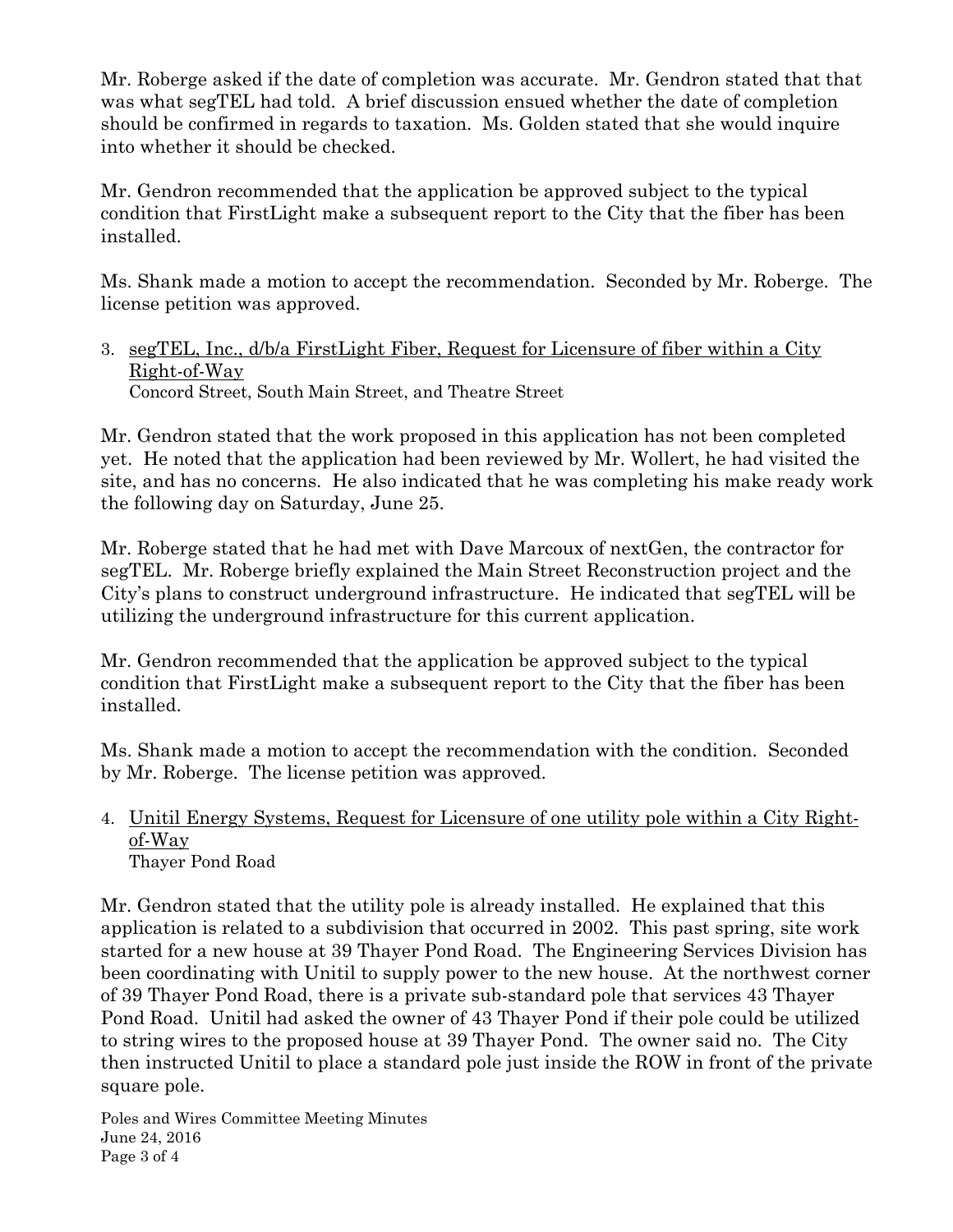Mr. Roberge asked if the date of completion was accurate. Mr. Gendron stated that that was what segTEL had told. A brief discussion ensued whether the date of completion should be confirmed in regards to taxation. Ms. Golden stated that she would inquire into whether it should be checked.

Mr. Gendron recommended that the application be approved subject to the typical condition that FirstLight make a subsequent report to the City that the fiber has been installed.

Ms. Shank made a motion to accept the recommendation. Seconded by Mr. Roberge. The license petition was approved.

3. <u>segTEL, Inc., d/b/a FirstLight Fiber, Request for Licensure of fiber within a City Right-of-Way</u>
   Concord Street, South Main Street, and Theatre Street

Mr. Gendron stated that the work proposed in this application has not been completed yet. He noted that the application had been reviewed by Mr. Wollert, he had visited the site, and has no concerns. He also indicated that he was completing his make ready work the following day on Saturday, June 25.

Mr. Roberge stated that he had met with Dave Marcoux of nextGen, the contractor for segTEL. Mr. Roberge briefly explained the Main Street Reconstruction project and the City's plans to construct underground infrastructure. He indicated that segTEL will be utilizing the underground infrastructure for this current application.

Mr. Gendron recommended that the application be approved subject to the typical condition that FirstLight make a subsequent report to the City that the fiber has been installed.

Ms. Shank made a motion to accept the recommendation with the condition. Seconded by Mr. Roberge. The license petition was approved.

4. <u>Unitil Energy Systems, Request for Licensure of one utility pole within a City Right-of-Way</u>
   Thayer Pond Road

Mr. Gendron stated that the utility pole is already installed. He explained that this application is related to a subdivision that occurred in 2002. This past spring, site work started for a new house at 39 Thayer Pond Road. The Engineering Services Division has been coordinating with Unitil to supply power to the new house. At the northwest corner of 39 Thayer Pond Road, there is a private sub-standard pole that services 43 Thayer Pond Road. Unitil had asked the owner of 43 Thayer Pond if their pole could be utilized to string wires to the proposed house at 39 Thayer Pond. The owner said no. The City then instructed Unitil to place a standard pole just inside the ROW in front of the private square pole.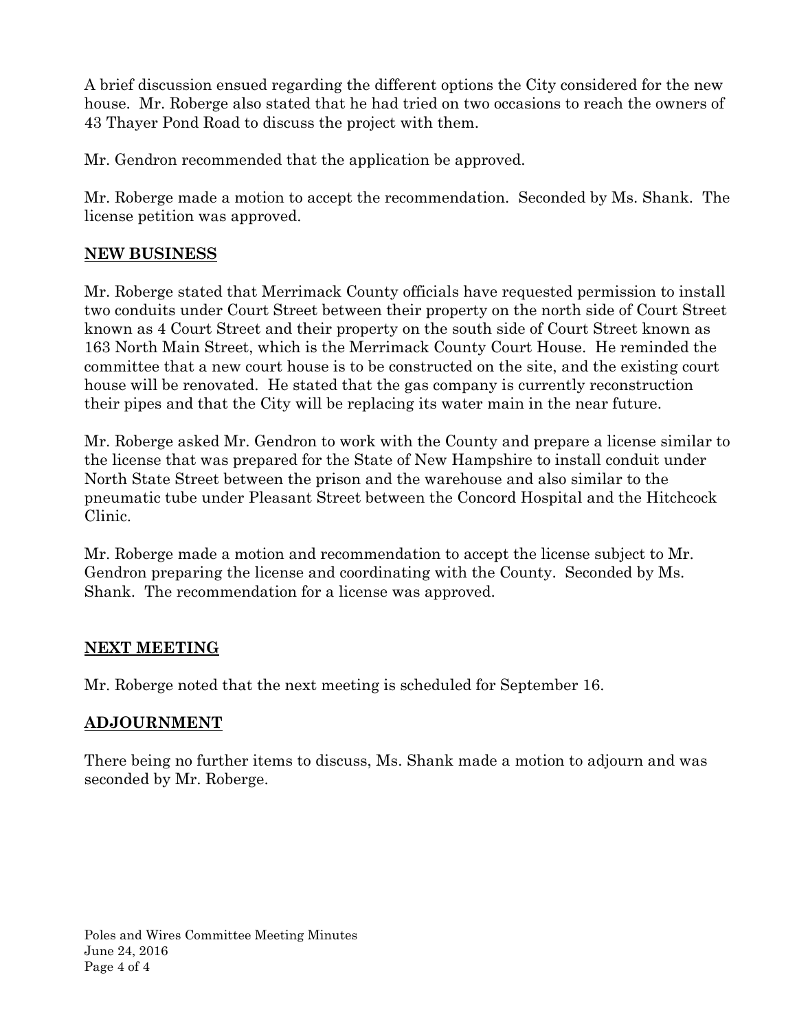A brief discussion ensued regarding the different options the City considered for the new house. Mr. Roberge also stated that he had tried on two occasions to reach the owners of 43 Thayer Pond Road to discuss the project with them.

Mr. Gendron recommended that the application be approved.

Mr. Roberge made a motion to accept the recommendation. Seconded by Ms. Shank. The license petition was approved.

## NEW BUSINESS

Mr. Roberge stated that Merrimack County officials have requested permission to install two conduits under Court Street between their property on the north side of Court Street known as 4 Court Street and their property on the south side of Court Street known as 163 North Main Street, which is the Merrimack County Court House. He reminded the committee that a new court house is to be constructed on the site, and the existing court house will be renovated. He stated that the gas company is currently reconstruction their pipes and that the City will be replacing its water main in the near future.

Mr. Roberge asked Mr. Gendron to work with the County and prepare a license similar to the license that was prepared for the State of New Hampshire to install conduit under North State Street between the prison and the warehouse and also similar to the pneumatic tube under Pleasant Street between the Concord Hospital and the Hitchcock Clinic.

Mr. Roberge made a motion and recommendation to accept the license subject to Mr. Gendron preparing the license and coordinating with the County. Seconded by Ms. Shank. The recommendation for a license was approved.

## NEXT MEETING

Mr. Roberge noted that the next meeting is scheduled for September 16.

## ADJOURNMENT

There being no further items to discuss, Ms. Shank made a motion to adjourn and was seconded by Mr. Roberge.